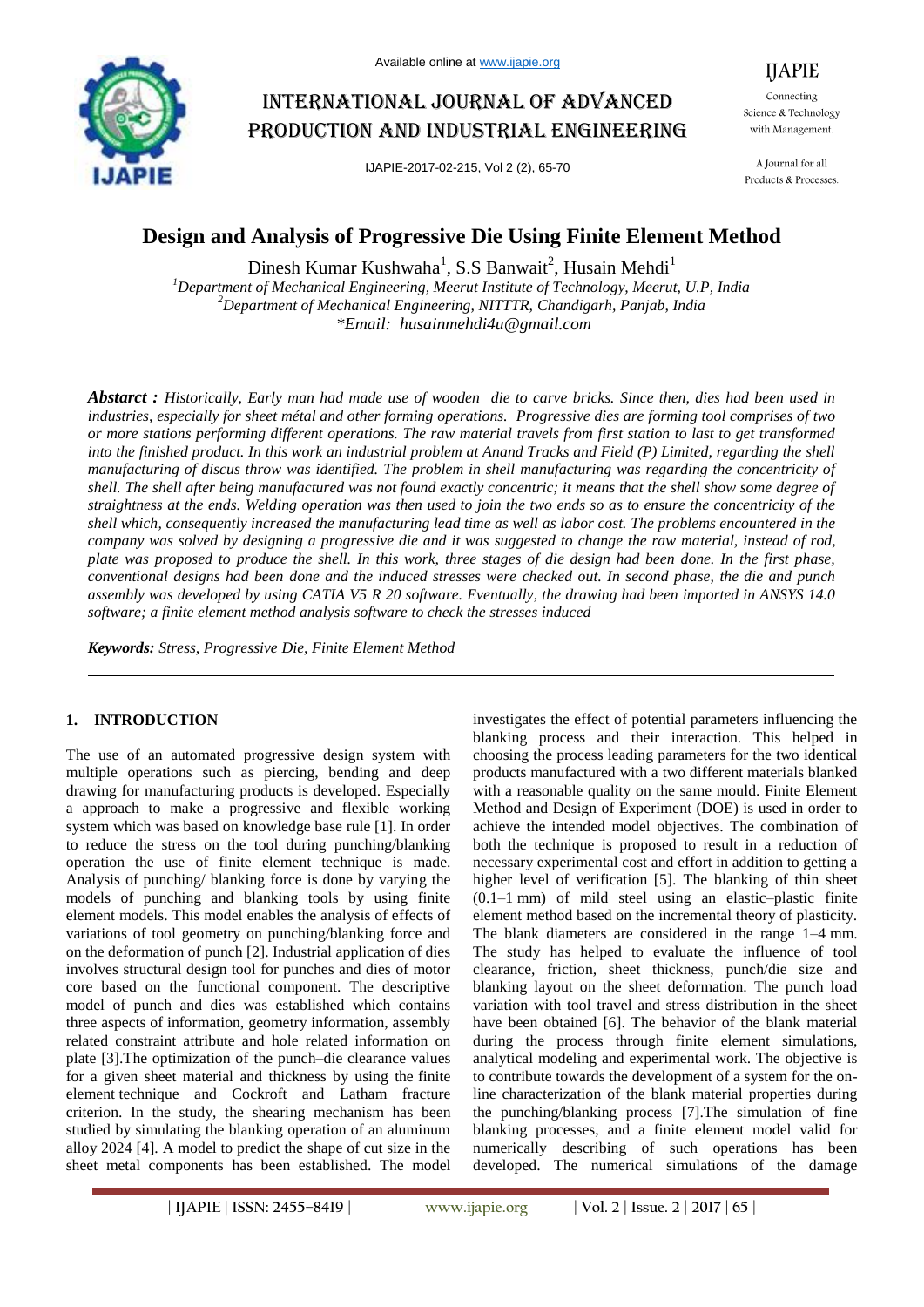# Design and Analysis of Progressive Die Using Finite Element Method

Dinesh Kumar Kushwaha[1], S.S Banwait[2], Husain Mehdi[1]

[1]*Department of Mechanical Engineering, Meerut Institute of Technology, Meerut, U.P, India*
[2]*Department of Mechanical Engineering, NITTTR, Chandigarh, Panjab, India*
*\*Email: husainmehdi4u@gmail.com*

***Abstarct :*** *Historically, Early man had made use of wooden die to carve bricks. Since then, dies had been used in industries, especially for sheet métal and other forming operations. Progressive dies are forming tool comprises of two or more stations performing different operations. The raw material travels from first station to last to get transformed into the finished product. In this work an industrial problem at Anand Tracks and Field (P) Limited, regarding the shell manufacturing of discus throw was identified. The problem in shell manufacturing was regarding the concentricity of shell. The shell after being manufactured was not found exactly concentric; it means that the shell show some degree of straightness at the ends. Welding operation was then used to join the two ends so as to ensure the concentricity of the shell which, consequently increased the manufacturing lead time as well as labor cost. The problems encountered in the company was solved by designing a progressive die and it was suggested to change the raw material, instead of rod, plate was proposed to produce the shell. In this work, three stages of die design had been done. In the first phase, conventional designs had been done and the induced stresses were checked out. In second phase, the die and punch assembly was developed by using CATIA V5 R 20 software. Eventually, the drawing had been imported in ANSYS 14.0 software; a finite element method analysis software to check the stresses induced*

***Keywords:*** *Stress, Progressive Die, Finite Element Method*

## 1. INTRODUCTION

The use of an automated progressive design system with multiple operations such as piercing, bending and deep drawing for manufacturing products is developed. Especially a approach to make a progressive and flexible working system which was based on knowledge base rule [1]. In order to reduce the stress on the tool during punching/blanking operation the use of finite element technique is made. Analysis of punching/ blanking force is done by varying the models of punching and blanking tools by using finite element models. This model enables the analysis of effects of variations of tool geometry on punching/blanking force and on the deformation of punch [2]. Industrial application of dies involves structural design tool for punches and dies of motor core based on the functional component. The descriptive model of punch and dies was established which contains three aspects of information, geometry information, assembly related constraint attribute and hole related information on plate [3].The optimization of the punch–die clearance values for a given sheet material and thickness by using the finite element technique and Cockroft and Latham fracture criterion. In the study, the shearing mechanism has been studied by simulating the blanking operation of an aluminum alloy 2024 [4]. A model to predict the shape of cut size in the sheet metal components has been established. The model investigates the effect of potential parameters influencing the blanking process and their interaction. This helped in choosing the process leading parameters for the two identical products manufactured with a two different materials blanked with a reasonable quality on the same mould. Finite Element Method and Design of Experiment (DOE) is used in order to achieve the intended model objectives. The combination of both the technique is proposed to result in a reduction of necessary experimental cost and effort in addition to getting a higher level of verification [5]. The blanking of thin sheet (0.1–1 mm) of mild steel using an elastic–plastic finite element method based on the incremental theory of plasticity. The blank diameters are considered in the range 1–4 mm. The study has helped to evaluate the influence of tool clearance, friction, sheet thickness, punch/die size and blanking layout on the sheet deformation. The punch load variation with tool travel and stress distribution in the sheet have been obtained [6]. The behavior of the blank material during the process through finite element simulations, analytical modeling and experimental work. The objective is to contribute towards the development of a system for the on-line characterization of the blank material properties during the punching/blanking process [7].The simulation of fine blanking processes, and a finite element model valid for numerically describing of such operations has been developed. The numerical simulations of the damage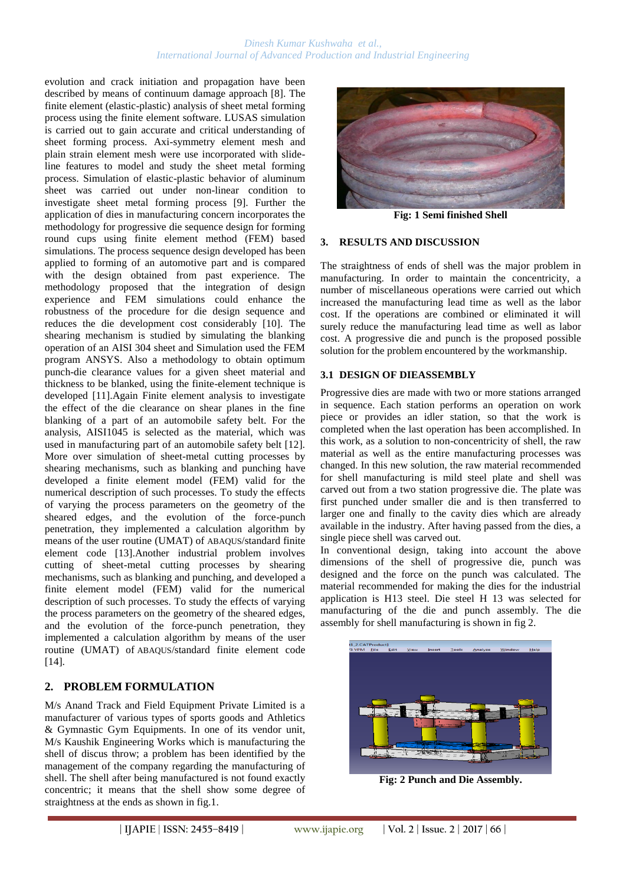evolution and crack initiation and propagation have been described by means of continuum damage approach [8]. The finite element (elastic-plastic) analysis of sheet metal forming process using the finite element software. LUSAS simulation is carried out to gain accurate and critical understanding of sheet forming process. Axi-symmetry element mesh and plain strain element mesh were use incorporated with slide-line features to model and study the sheet metal forming process. Simulation of elastic-plastic behavior of aluminum sheet was carried out under non-linear condition to investigate sheet metal forming process [9]. Further the application of dies in manufacturing concern incorporates the methodology for progressive die sequence design for forming round cups using finite element method (FEM) based simulations. The process sequence design developed has been applied to forming of an automotive part and is compared with the design obtained from past experience. The methodology proposed that the integration of design experience and FEM simulations could enhance the robustness of the procedure for die design sequence and reduces the die development cost considerably [10]. The shearing mechanism is studied by simulating the blanking operation of an AISI 304 sheet and Simulation used the FEM program ANSYS. Also a methodology to obtain optimum punch-die clearance values for a given sheet material and thickness to be blanked, using the finite-element technique is developed [11].Again Finite element analysis to investigate the effect of the die clearance on shear planes in the fine blanking of a part of an automobile safety belt. For the analysis, AISI1045 is selected as the material, which was used in manufacturing part of an automobile safety belt [12]. More over simulation of sheet-metal cutting processes by shearing mechanisms, such as blanking and punching have developed a finite element model (FEM) valid for the numerical description of such processes. To study the effects of varying the process parameters on the geometry of the sheared edges, and the evolution of the force-punch penetration, they implemented a calculation algorithm by means of the user routine (UMAT) of ABAQUS/standard finite element code [13].Another industrial problem involves cutting of sheet-metal cutting processes by shearing mechanisms, such as blanking and punching, and developed a finite element model (FEM) valid for the numerical description of such processes. To study the effects of varying the process parameters on the geometry of the sheared edges, and the evolution of the force-punch penetration, they implemented a calculation algorithm by means of the user routine (UMAT) of ABAQUS/standard finite element code [14].

## 2. PROBLEM FORMULATION

M/s Anand Track and Field Equipment Private Limited is a manufacturer of various types of sports goods and Athletics & Gymnastic Gym Equipments. In one of its vendor unit, M/s Kaushik Engineering Works which is manufacturing the shell of discus throw; a problem has been identified by the management of the company regarding the manufacturing of shell. The shell after being manufactured is not found exactly concentric; it means that the shell show some degree of straightness at the ends as shown in fig.1.

**Fig: 1 Semi finished Shell**

## 3. RESULTS AND DISCUSSION

The straightness of ends of shell was the major problem in manufacturing. In order to maintain the concentricity, a number of miscellaneous operations were carried out which increased the manufacturing lead time as well as the labor cost. If the operations are combined or eliminated it will surely reduce the manufacturing lead time as well as labor cost. A progressive die and punch is the proposed possible solution for the problem encountered by the workmanship.

### 3.1 DESIGN OF DIEASSEMBLY

Progressive dies are made with two or more stations arranged in sequence. Each station performs an operation on work piece or provides an idler station, so that the work is completed when the last operation has been accomplished. In this work, as a solution to non-concentricity of shell, the raw material as well as the entire manufacturing processes was changed. In this new solution, the raw material recommended for shell manufacturing is mild steel plate and shell was carved out from a two station progressive die. The plate was first punched under smaller die and is then transferred to larger one and finally to the cavity dies which are already available in the industry. After having passed from the dies, a single piece shell was carved out.

In conventional design, taking into account the above dimensions of the shell of progressive die, punch was designed and the force on the punch was calculated. The material recommended for making the dies for the industrial application is H13 steel. Die steel H 13 was selected for manufacturing of the die and punch assembly. The die assembly for shell manufacturing is shown in fig 2.

**Fig: 2 Punch and Die Assembly.**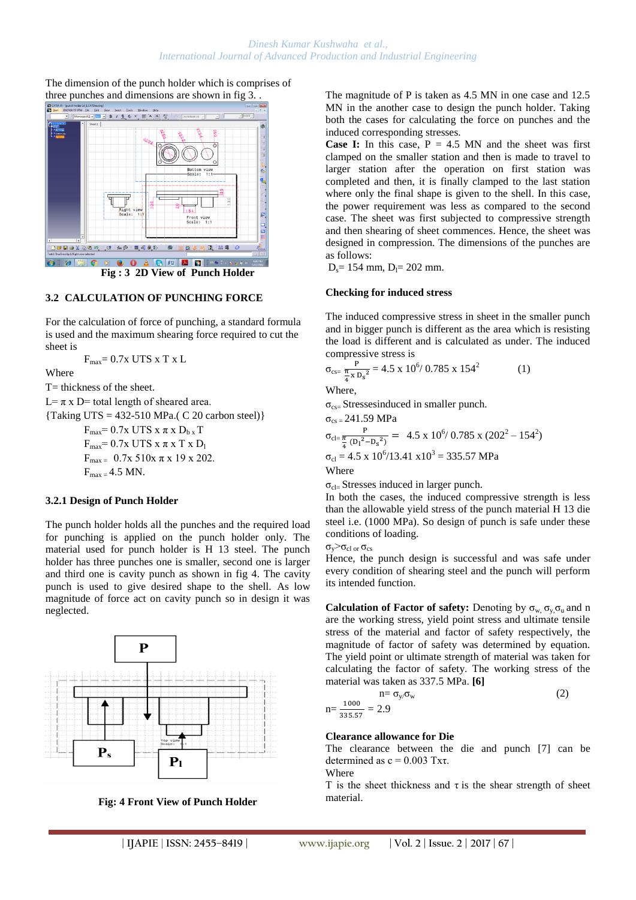The dimension of the punch holder which is comprises of three punches and dimensions are shown in fig 3. .

**Fig : 3 2D View of Punch Holder**

### 3.2 CALCULATION OF PUNCHING FORCE

For the calculation of force of punching, a standard formula is used and the maximum shearing force required to cut the sheet is

$F_{max}$= 0.7x UTS x T x L

Where

T= thickness of the sheet.

L= $\pi$ x D= total length of sheared area.

{Taking UTS = 432-510 MPa.( C 20 carbon steel)}

$F_{max}$= 0.7x UTS x $\pi$ x $D_{b}$ x T

$F_{max}$= 0.7x UTS x $\pi$ x T x $D_l$

$F_{max}$ = 0.7x 510x $\pi$ x 19 x 202.

$F_{max}$ = 4.5 MN.

#### 3.2.1 Design of Punch Holder

The punch holder holds all the punches and the required load for punching is applied on the punch holder only. The material used for punch holder is H 13 steel. The punch holder has three punches one is smaller, second one is larger and third one is cavity punch as shown in fig 4. The cavity punch is used to give desired shape to the shell. As low magnitude of force act on cavity punch so in design it was neglected.

**Fig: 4 Front View of Punch Holder**

The magnitude of P is taken as 4.5 MN in one case and 12.5 MN in the another case to design the punch holder. Taking both the cases for calculating the force on punches and the induced corresponding stresses.

**Case I:** In this case, P = 4.5 MN and the sheet was first clamped on the smaller station and then is made to travel to larger station after the operation on first station was completed and then, it is finally clamped to the last station where only the final shape is given to the shell. In this case, the power requirement was less as compared to the second case. The sheet was first subjected to compressive strength and then shearing of sheet commences. Hence, the sheet was designed in compression. The dimensions of the punches are as follows:

$D_s$= 154 mm, $D_l$= 202 mm.

**Checking for induced stress**

The induced compressive stress in sheet in the smaller punch and in bigger punch is different as the area which is resisting the load is different and is calculated as under. The induced compressive stress is

$$\sigma_{cs}= \frac{P}{\frac{\pi}{4} \times D_s^2} = 4.5 \times 10^6 / 0.785 \times 154^2 \qquad (1)$$

Where,

$\sigma_{cs}$= Stressesinduced in smaller punch.

$\sigma_{cs}$ = 241.59 MPa

$$\sigma_{cl}= \frac{P}{\frac{\pi}{4}(D_l^2 - D_s^2)} = 4.5 \times 10^6 / 0.785 \times (202^2 - 154^2)$$

$\sigma_{cl}$ = 4.5 x $10^6$/13.41 x$10^3$ = 335.57 MPa

Where

$\sigma_{cl}$= Stresses induced in larger punch.

In both the cases, the induced compressive strength is less than the allowable yield stress of the punch material H 13 die steel i.e. (1000 MPa). So design of punch is safe under these conditions of loading.

$\sigma_y > \sigma_{cl}$ or $\sigma_{cs}$

Hence, the punch design is successful and was safe under every condition of shearing steel and the punch will perform its intended function.

**Calculation of Factor of safety:** Denoting by $\sigma_w$, $\sigma_y$, $\sigma_u$ and n are the working stress, yield point stress and ultimate tensile stress of the material and factor of safety respectively, the magnitude of factor of safety was determined by equation. The yield point or ultimate strength of material was taken for calculating the factor of safety. The working stress of the material was taken as 337.5 MPa. **[6]**

$$n = \sigma_y / \sigma_w \qquad (2)$$

$$n = \frac{1000}{335.57} = 2.9$$

**Clearance allowance for Die**

The clearance between the die and punch [7] can be determined as c = 0.003 T$\tau$.

Where

T is the sheet thickness and $\tau$ is the shear strength of sheet material.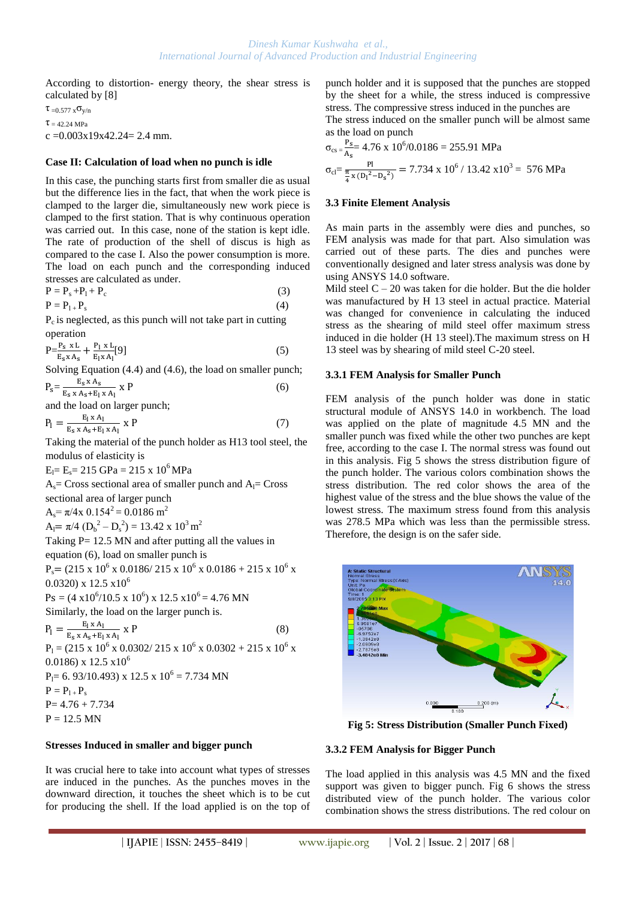According to distortion- energy theory, the shear stress is calculated by [8]

$\tau = 0.577 \times \sigma_{y/n}$

$\tau$ = 42.24 MPa

c =0.003x19x42.24= 2.4 mm.

**Case II: Calculation of load when no punch is idle**

In this case, the punching starts first from smaller die as usual but the difference lies in the fact, that when the work piece is clamped to the larger die, simultaneously new work piece is clamped to the first station. That is why continuous operation was carried out. In this case, none of the station is kept idle. The rate of production of the shell of discus is high as compared to the case I. Also the power consumption is more. The load on each punch and the corresponding induced stresses are calculated as under.

$$P = P_s + P_l + P_c \qquad (3)$$

$$P = P_l + P_s \qquad (4)$$

$P_c$ is neglected, as this punch will not take part in cutting operation

$$P = \frac{P_s \times L}{E_s \times A_s} + \frac{P_l \times L}{E_l \times A_l} [9] \qquad (5)$$

Solving Equation (4.4) and (4.6), the load on smaller punch;

$$P_s = \frac{E_s \times A_s}{E_s \times A_s + E_l \times A_l} \times P \qquad (6)$$

and the load on larger punch;

$$P_l = \frac{E_l \times A_l}{E_s \times A_s + E_l \times A_l} \times P \qquad (7)$$

Taking the material of the punch holder as H13 tool steel, the modulus of elasticity is

$E_l = E_s = 215$ GPa $= 215 \times 10^6$ MPa

$A_s$= Cross sectional area of smaller punch and $A_l$= Cross sectional area of larger punch

$A_s = \pi/4 \times 0.154^2 = 0.0186$ m$^2$

$A_l = \pi/4\ (D_b^2 - D_s^2) = 13.42 \times 10^3$ m$^2$

Taking P= 12.5 MN and after putting all the values in equation (6), load on smaller punch is

$P_s = (215 \times 10^6 \times 0.0186/ 215 \times 10^6 \times 0.0186 + 215 \times 10^6 \times 0.0320) \times 12.5 \times 10^6$

$Ps = (4 \times 10^6/10.5 \times 10^6) \times 12.5 \times 10^6 = 4.76$ MN

Similarly, the load on the larger punch is.

$$P_l = \frac{E_l \times A_l}{E_s \times A_s + E_l \times A_l} \times P \qquad (8)$$

$P_l = (215 \times 10^6 \times 0.0302/ 215 \times 10^6 \times 0.0302 + 215 \times 10^6 \times 0.0186) \times 12.5 \times 10^6$

$P_l = 6.93/10.493) \times 12.5 \times 10^6 = 7.734$ MN

$P = P_l + P_s$

P= 4.76 + 7.734

P = 12.5 MN

**Stresses Induced in smaller and bigger punch**

It was crucial here to take into account what types of stresses are induced in the punches. As the punches moves in the downward direction, it touches the sheet which is to be cut for producing the shell. If the load applied is on the top of punch holder and it is supposed that the punches are stopped by the sheet for a while, the stress induced is compressive stress. The compressive stress induced in the punches are

The stress induced on the smaller punch will be almost same as the load on punch

$$\sigma_{cs} = \frac{P_s}{A_s} = 4.76 \times 10^6/0.0186 = 255.91 \text{ MPa}$$

$$\sigma_{cl} = \frac{Pl}{\frac{\pi}{4} \times (D_l^2 - D_s^2)} = 7.734 \times 10^6 / 13.42 \times 10^3 = 576 \text{ MPa}$$

### 3.3 Finite Element Analysis

As main parts in the assembly were dies and punches, so FEM analysis was made for that part. Also simulation was carried out of these parts. The dies and punches were conventionally designed and later stress analysis was done by using ANSYS 14.0 software.

Mild steel C – 20 was taken for die holder. But the die holder was manufactured by H 13 steel in actual practice. Material was changed for convenience in calculating the induced stress as the shearing of mild steel offer maximum stress induced in die holder (H 13 steel).The maximum stress on H 13 steel was by shearing of mild steel C-20 steel.

#### 3.3.1 FEM Analysis for Smaller Punch

FEM analysis of the punch holder was done in static structural module of ANSYS 14.0 in workbench. The load was applied on the plate of magnitude 4.5 MN and the smaller punch was fixed while the other two punches are kept free, according to the case I. The normal stress was found out in this analysis. Fig 5 shows the stress distribution figure of the punch holder. The various colors combination shows the stress distribution. The red color shows the area of the highest value of the stress and the blue shows the value of the lowest stress. The maximum stress found from this analysis was 278.5 MPa which was less than the permissible stress. Therefore, the design is on the safer side.

**Fig 5: Stress Distribution (Smaller Punch Fixed)**

#### 3.3.2 FEM Analysis for Bigger Punch

The load applied in this analysis was 4.5 MN and the fixed support was given to bigger punch. Fig 6 shows the stress distributed view of the punch holder. The various color combination shows the stress distributions. The red colour on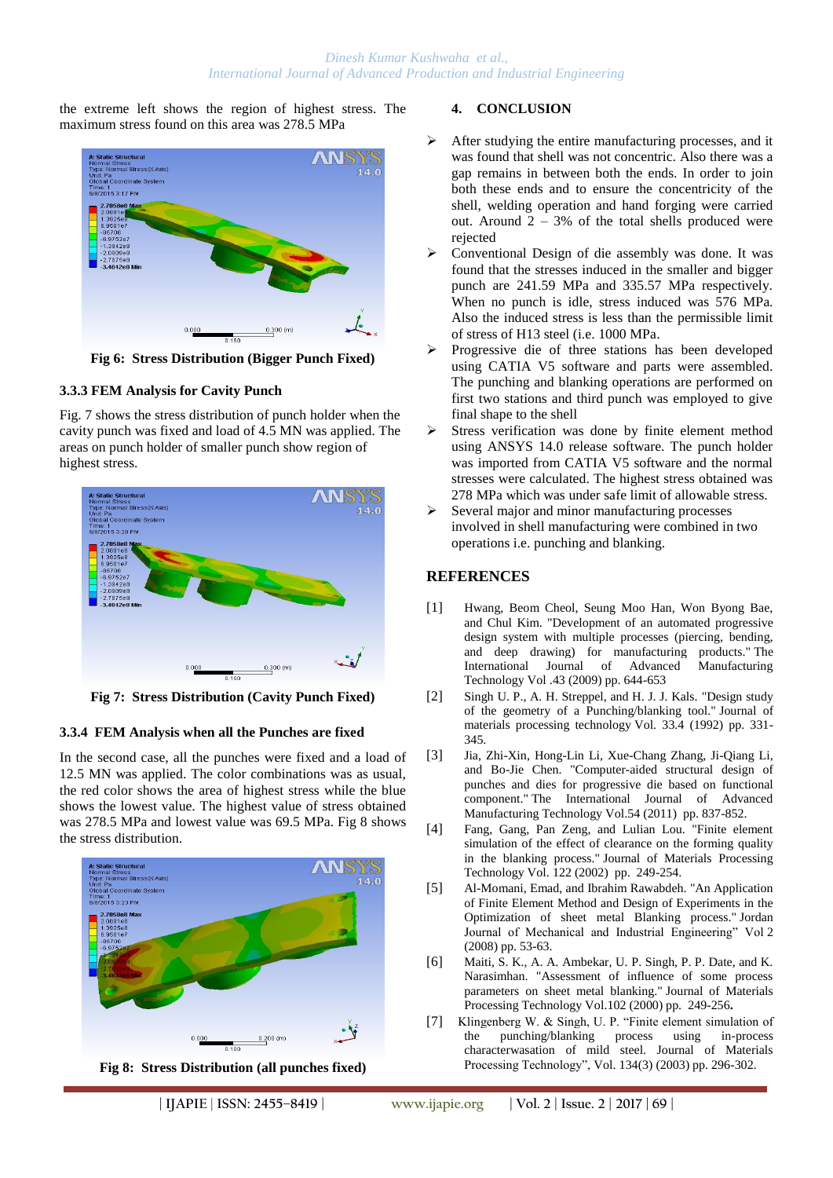the extreme left shows the region of highest stress. The maximum stress found on this area was 278.5 MPa

Fig 6: Stress Distribution (Bigger Punch Fixed)

### 3.3.3 FEM Analysis for Cavity Punch

Fig. 7 shows the stress distribution of punch holder when the cavity punch was fixed and load of 4.5 MN was applied. The areas on punch holder of smaller punch show region of highest stress.

Fig 7: Stress Distribution (Cavity Punch Fixed)

### 3.3.4 FEM Analysis when all the Punches are fixed

In the second case, all the punches were fixed and a load of 12.5 MN was applied. The color combinations was as usual, the red color shows the area of highest stress while the blue shows the lowest value. The highest value of stress obtained was 278.5 MPa and lowest value was 69.5 MPa. Fig 8 shows the stress distribution.

Fig 8: Stress Distribution (all punches fixed)

## 4. CONCLUSION

- After studying the entire manufacturing processes, and it was found that shell was not concentric. Also there was a gap remains in between both the ends. In order to join both these ends and to ensure the concentricity of the shell, welding operation and hand forging were carried out. Around 2 – 3% of the total shells produced were rejected
- Conventional Design of die assembly was done. It was found that the stresses induced in the smaller and bigger punch are 241.59 MPa and 335.57 MPa respectively. When no punch is idle, stress induced was 576 MPa. Also the induced stress is less than the permissible limit of stress of H13 steel (i.e. 1000 MPa.
- Progressive die of three stations has been developed using CATIA V5 software and parts were assembled. The punching and blanking operations are performed on first two stations and third punch was employed to give final shape to the shell
- Stress verification was done by finite element method using ANSYS 14.0 release software. The punch holder was imported from CATIA V5 software and the normal stresses were calculated. The highest stress obtained was 278 MPa which was under safe limit of allowable stress.
- Several major and minor manufacturing processes involved in shell manufacturing were combined in two operations i.e. punching and blanking.

## REFERENCES

[1] Hwang, Beom Cheol, Seung Moo Han, Won Byong Bae, and Chul Kim. "Development of an automated progressive design system with multiple processes (piercing, bending, and deep drawing) for manufacturing products." The International Journal of Advanced Manufacturing Technology Vol .43 (2009) pp. 644-653

[2] Singh U. P., A. H. Streppel, and H. J. J. Kals. "Design study of the geometry of a Punching/blanking tool." Journal of materials processing technology Vol. 33.4 (1992) pp. 331-345.

[3] Jia, Zhi-Xin, Hong-Lin Li, Xue-Chang Zhang, Ji-Qiang Li, and Bo-Jie Chen. "Computer-aided structural design of punches and dies for progressive die based on functional component." The International Journal of Advanced Manufacturing Technology Vol.54 (2011) pp. 837-852.

[4] Fang, Gang, Pan Zeng, and Lulian Lou. "Finite element simulation of the effect of clearance on the forming quality in the blanking process." Journal of Materials Processing Technology Vol. 122 (2002) pp. 249-254.

[5] Al-Momani, Emad, and Ibrahim Rawabdeh. "An Application of Finite Element Method and Design of Experiments in the Optimization of sheet metal Blanking process." Jordan Journal of Mechanical and Industrial Engineering" Vol 2 (2008) pp. 53-63.

[6] Maiti, S. K., A. A. Ambekar, U. P. Singh, P. P. Date, and K. Narasimhan. "Assessment of influence of some process parameters on sheet metal blanking." Journal of Materials Processing Technology Vol.102 (2000) pp. 249-256.

[7] Klingenberg W. & Singh, U. P. "Finite element simulation of the punching/blanking process using in-process characterwasation of mild steel. Journal of Materials Processing Technology", Vol. 134(3) (2003) pp. 296-302.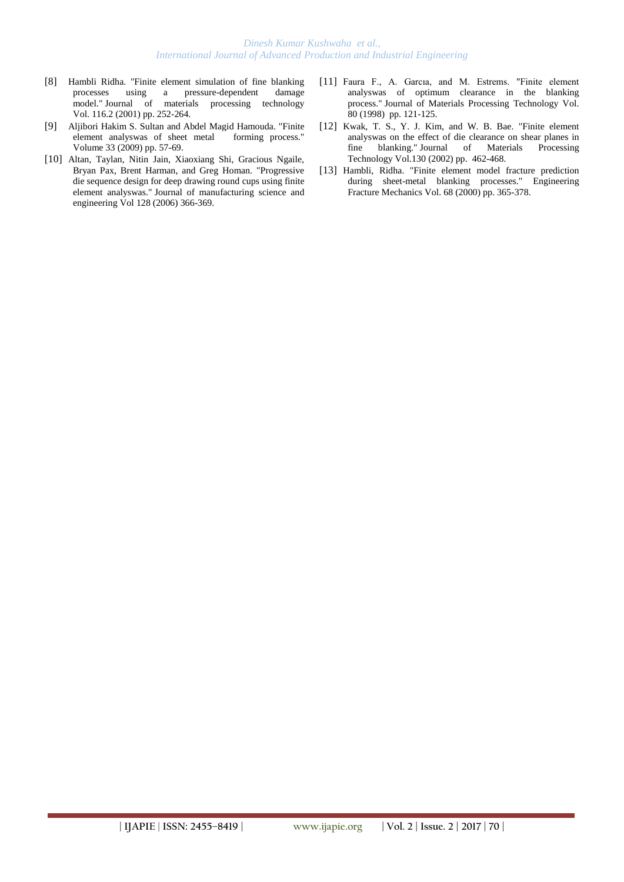[8] Hambli Ridha. "Finite element simulation of fine blanking processes using a pressure-dependent damage model." Journal of materials processing technology Vol. 116.2 (2001) pp. 252-264.

[9] Aljibori Hakim S. Sultan and Abdel Magid Hamouda. "Finite element analyswas of sheet metal forming process." Volume 33 (2009) pp. 57-69.

[10] Altan, Taylan, Nitin Jain, Xiaoxiang Shi, Gracious Ngaile, Bryan Pax, Brent Harman, and Greg Homan. "Progressive die sequence design for deep drawing round cups using finite element analyswas." Journal of manufacturing science and engineering Vol 128 (2006) 366-369.

[11] Faura F., A. Garcıa, and M. Estrems. "Finite element analyswas of optimum clearance in the blanking process." Journal of Materials Processing Technology Vol. 80 (1998) pp. 121-125.

[12] Kwak, T. S., Y. J. Kim, and W. B. Bae. "Finite element analyswas on the effect of die clearance on shear planes in fine blanking." Journal of Materials Processing Technology Vol.130 (2002) pp. 462-468.

[13] Hambli, Ridha. "Finite element model fracture prediction during sheet-metal blanking processes." Engineering Fracture Mechanics Vol. 68 (2000) pp. 365-378.